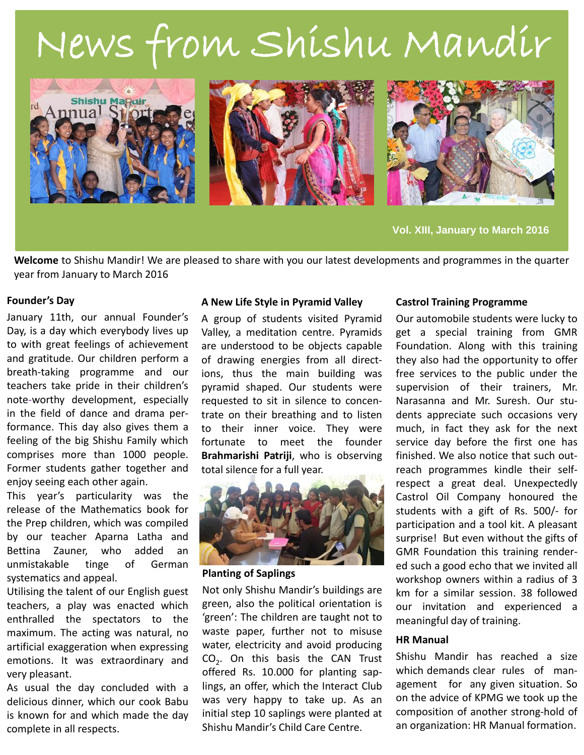# News from Shishu Mandir

Vol. XIII, January to March 2016

**Welcome** to Shishu Mandir! We are pleased to share with you our latest developments and programmes in the quarter year from January to March 2016

## Founder's Day

January 11th, our annual Founder's Day, is a day which everybody lives up to with great feelings of achievement and gratitude. Our children perform a breath-taking programme and our teachers take pride in their children's note-worthy development, especially in the field of dance and drama performance. This day also gives them a feeling of the big Shishu Family which comprises more than 1000 people. Former students gather together and enjoy seeing each other again.

This year's particularity was the release of the Mathematics book for the Prep children, which was compiled by our teacher Aparna Latha and Bettina Zauner, who added an unmistakable tinge of German systematics and appeal.

Utilising the talent of our English guest teachers, a play was enacted which enthralled the spectators to the maximum. The acting was natural, no artificial exaggeration when expressing emotions. It was extraordinary and very pleasant.

As usual the day concluded with a delicious dinner, which our cook Babu is known for and which made the day complete in all respects.

## A New Life Style in Pyramid Valley

A group of students visited Pyramid Valley, a meditation centre. Pyramids are understood to be objects capable of drawing energies from all directions, thus the main building was pyramid shaped. Our students were requested to sit in silence to concentrate on their breathing and to listen to their inner voice. They were fortunate to meet the founder **Brahmarishi Patriji**, who is observing total silence for a full year.

## Planting of Saplings

Not only Shishu Mandir's buildings are green, also the political orientation is 'green': The children are taught not to waste paper, further not to misuse water, electricity and avoid producing $CO_2$. On this basis the CAN Trust offered Rs. 10.000 for planting saplings, an offer, which the Interact Club was very happy to take up. As an initial step 10 saplings were planted at Shishu Mandir's Child Care Centre.

## Castrol Training Programme

Our automobile students were lucky to get a special training from GMR Foundation. Along with this training they also had the opportunity to offer free services to the public under the supervision of their trainers, Mr. Narasanna and Mr. Suresh. Our students appreciate such occasions very much, in fact they ask for the next service day before the first one has finished. We also notice that such outreach programmes kindle their self-respect a great deal. Unexpectedly Castrol Oil Company honoured the students with a gift of Rs. 500/- for participation and a tool kit. A pleasant surprise! But even without the gifts of GMR Foundation this training rendered such a good echo that we invited all workshop owners within a radius of 3 km for a similar session. 38 followed our invitation and experienced a meaningful day of training.

## HR Manual

Shishu Mandir has reached a size which demands clear rules of management for any given situation. So on the advice of KPMG we took up the composition of another strong-hold of an organization: HR Manual formation.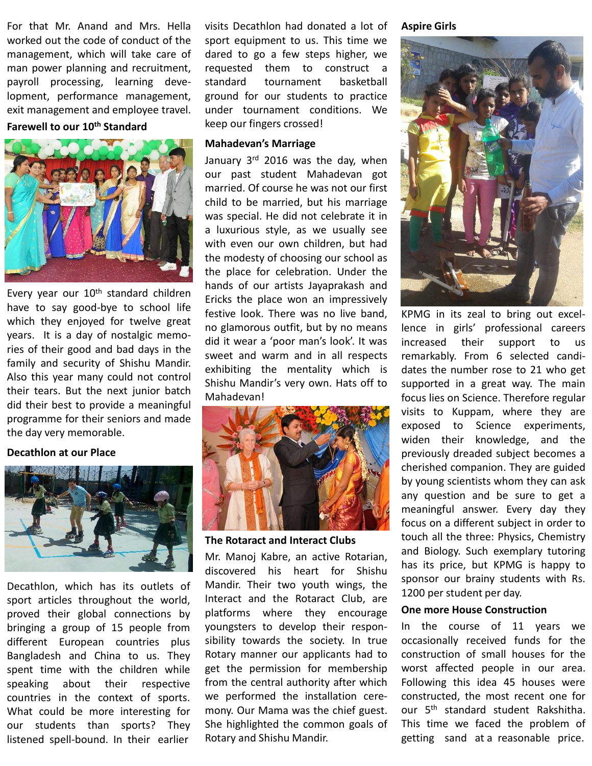For that Mr. Anand and Mrs. Hella worked out the code of conduct of the management, which will take care of man power planning and recruitment, payroll processing, learning development, performance management, exit management and employee travel.

### Farewell to our 10th Standard

Every year our 10th standard children have to say good-bye to school life which they enjoyed for twelve great years. It is a day of nostalgic memories of their good and bad days in the family and security of Shishu Mandir. Also this year many could not control their tears. But the next junior batch did their best to provide a meaningful programme for their seniors and made the day very memorable.

### Decathlon at our Place

Decathlon, which has its outlets of sport articles throughout the world, proved their global connections by bringing a group of 15 people from different European countries plus Bangladesh and China to us. They spent time with the children while speaking about their respective countries in the context of sports. What could be more interesting for our students than sports? They listened spell-bound. In their earlier visits Decathlon had donated a lot of sport equipment to us. This time we dared to go a few steps higher, we requested them to construct a standard tournament basketball ground for our students to practice under tournament conditions. We keep our fingers crossed!

### Mahadevan's Marriage

January 3rd 2016 was the day, when our past student Mahadevan got married. Of course he was not our first child to be married, but his marriage was special. He did not celebrate it in a luxurious style, as we usually see with even our own children, but had the modesty of choosing our school as the place for celebration. Under the hands of our artists Jayaprakash and Ericks the place won an impressively festive look. There was no live band, no glamorous outfit, but by no means did it wear a 'poor man's look'. It was sweet and warm and in all respects exhibiting the mentality which is Shishu Mandir's very own. Hats off to Mahadevan!

### The Rotaract and Interact Clubs

Mr. Manoj Kabre, an active Rotarian, discovered his heart for Shishu Mandir. Their two youth wings, the Interact and the Rotaract Club, are platforms where they encourage youngsters to develop their responsibility towards the society. In true Rotary manner our applicants had to get the permission for membership from the central authority after which we performed the installation ceremony. Our Mama was the chief guest. She highlighted the common goals of Rotary and Shishu Mandir.

### Aspire Girls

KPMG in its zeal to bring out excellence in girls' professional careers increased their support to us remarkably. From 6 selected candidates the number rose to 21 who get supported in a great way. The main focus lies on Science. Therefore regular visits to Kuppam, where they are exposed to Science experiments, widen their knowledge, and the previously dreaded subject becomes a cherished companion. They are guided by young scientists whom they can ask any question and be sure to get a meaningful answer. Every day they focus on a different subject in order to touch all the three: Physics, Chemistry and Biology. Such exemplary tutoring has its price, but KPMG is happy to sponsor our brainy students with Rs. 1200 per student per day.

### One more House Construction

In the course of 11 years we occasionally received funds for the construction of small houses for the worst affected people in our area. Following this idea 45 houses were constructed, the most recent one for our 5th standard student Rakshitha. This time we faced the problem of getting sand at a reasonable price.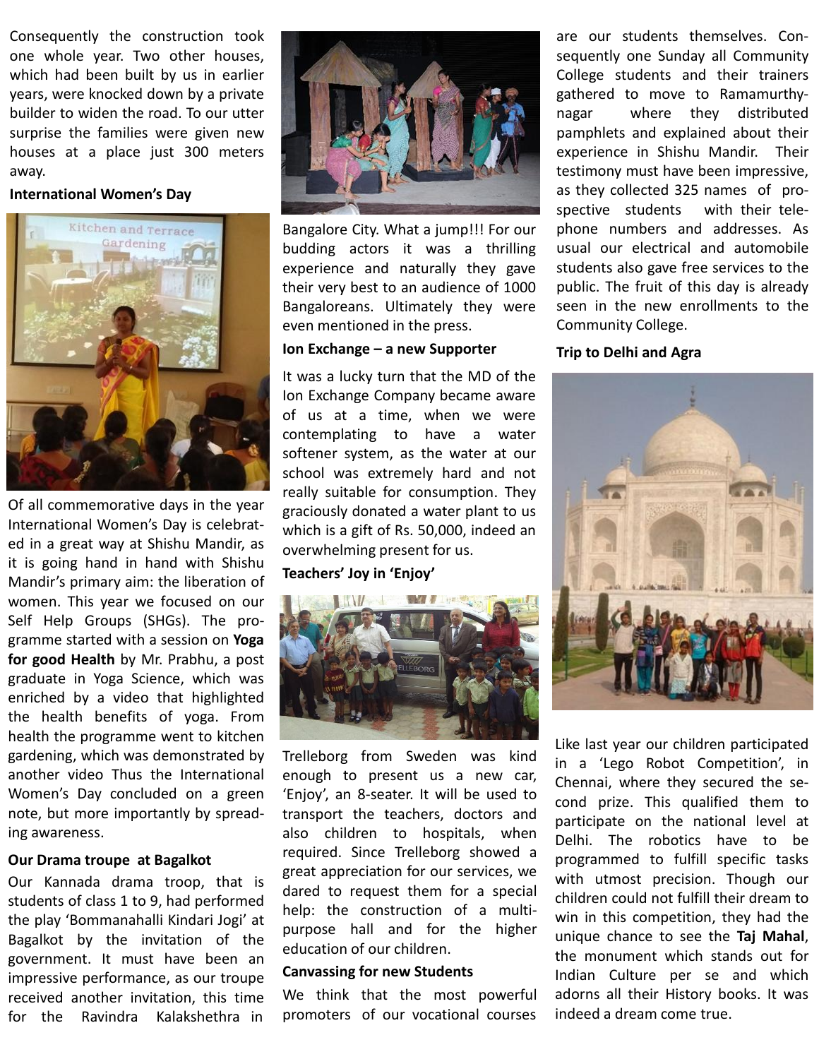Consequently the construction took one whole year. Two other houses, which had been built by us in earlier years, were knocked down by a private builder to widen the road. To our utter surprise the families were given new houses at a place just 300 meters away.

**International Women's Day**

Of all commemorative days in the year International Women's Day is celebrated in a great way at Shishu Mandir, as it is going hand in hand with Shishu Mandir's primary aim: the liberation of women. This year we focused on our Self Help Groups (SHGs). The programme started with a session on **Yoga for good Health** by Mr. Prabhu, a post graduate in Yoga Science, which was enriched by a video that highlighted the health benefits of yoga. From health the programme went to kitchen gardening, which was demonstrated by another video Thus the International Women's Day concluded on a green note, but more importantly by spreading awareness.

**Our Drama troupe at Bagalkot**

Our Kannada drama troop, that is students of class 1 to 9, had performed the play 'Bommanahalli Kindari Jogi' at Bagalkot by the invitation of the government. It must have been an impressive performance, as our troupe received another invitation, this time for the Ravindra Kalakshethra in Bangalore City. What a jump!!! For our budding actors it was a thrilling experience and naturally they gave their very best to an audience of 1000 Bangaloreans. Ultimately they were even mentioned in the press.

**Ion Exchange – a new Supporter**

It was a lucky turn that the MD of the Ion Exchange Company became aware of us at a time, when we were contemplating to have a water softener system, as the water at our school was extremely hard and not really suitable for consumption. They graciously donated a water plant to us which is a gift of Rs. 50,000, indeed an overwhelming present for us.

**Teachers' Joy in 'Enjoy'**

Trelleborg from Sweden was kind enough to present us a new car, 'Enjoy', an 8-seater. It will be used to transport the teachers, doctors and also children to hospitals, when required. Since Trelleborg showed a great appreciation for our services, we dared to request them for a special help: the construction of a multi-purpose hall and for the higher education of our children.

**Canvassing for new Students**

We think that the most powerful promoters of our vocational courses are our students themselves. Consequently one Sunday all Community College students and their trainers gathered to move to Ramamurthynagar where they distributed pamphlets and explained about their experience in Shishu Mandir. Their testimony must have been impressive, as they collected 325 names of prospective students with their telephone numbers and addresses. As usual our electrical and automobile students also gave free services to the public. The fruit of this day is already seen in the new enrollments to the Community College.

**Trip to Delhi and Agra**

Like last year our children participated in a 'Lego Robot Competition', in Chennai, where they secured the second prize. This qualified them to participate on the national level at Delhi. The robotics have to be programmed to fulfill specific tasks with utmost precision. Though our children could not fulfill their dream to win in this competition, they had the unique chance to see the **Taj Mahal**, the monument which stands out for Indian Culture per se and which adorns all their History books. It was indeed a dream come true.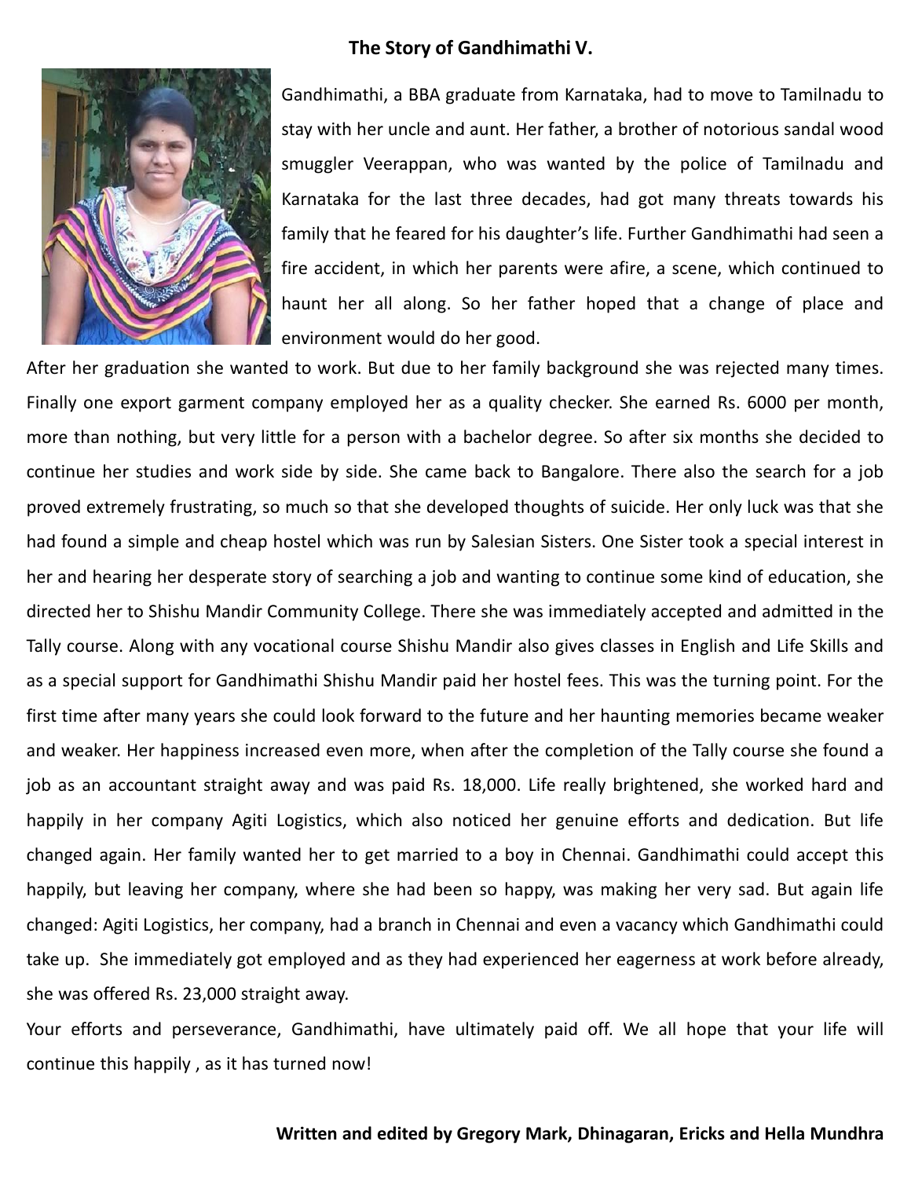**The Story of Gandhimathi V.**

Gandhimathi, a BBA graduate from Karnataka, had to move to Tamilnadu to stay with her uncle and aunt. Her father, a brother of notorious sandal wood smuggler Veerappan, who was wanted by the police of Tamilnadu and Karnataka for the last three decades, had got many threats towards his family that he feared for his daughter's life. Further Gandhimathi had seen a fire accident, in which her parents were afire, a scene, which continued to haunt her all along. So her father hoped that a change of place and environment would do her good.

After her graduation she wanted to work. But due to her family background she was rejected many times. Finally one export garment company employed her as a quality checker. She earned Rs. 6000 per month, more than nothing, but very little for a person with a bachelor degree. So after six months she decided to continue her studies and work side by side. She came back to Bangalore. There also the search for a job proved extremely frustrating, so much so that she developed thoughts of suicide. Her only luck was that she had found a simple and cheap hostel which was run by Salesian Sisters. One Sister took a special interest in her and hearing her desperate story of searching a job and wanting to continue some kind of education, she directed her to Shishu Mandir Community College. There she was immediately accepted and admitted in the Tally course. Along with any vocational course Shishu Mandir also gives classes in English and Life Skills and as a special support for Gandhimathi Shishu Mandir paid her hostel fees. This was the turning point. For the first time after many years she could look forward to the future and her haunting memories became weaker and weaker. Her happiness increased even more, when after the completion of the Tally course she found a job as an accountant straight away and was paid Rs. 18,000. Life really brightened, she worked hard and happily in her company Agiti Logistics, which also noticed her genuine efforts and dedication. But life changed again. Her family wanted her to get married to a boy in Chennai. Gandhimathi could accept this happily, but leaving her company, where she had been so happy, was making her very sad. But again life changed: Agiti Logistics, her company, had a branch in Chennai and even a vacancy which Gandhimathi could take up. She immediately got employed and as they had experienced her eagerness at work before already, she was offered Rs. 23,000 straight away.

Your efforts and perseverance, Gandhimathi, have ultimately paid off. We all hope that your life will continue this happily , as it has turned now!

**Written and edited by Gregory Mark, Dhinagaran, Ericks and Hella Mundhra**